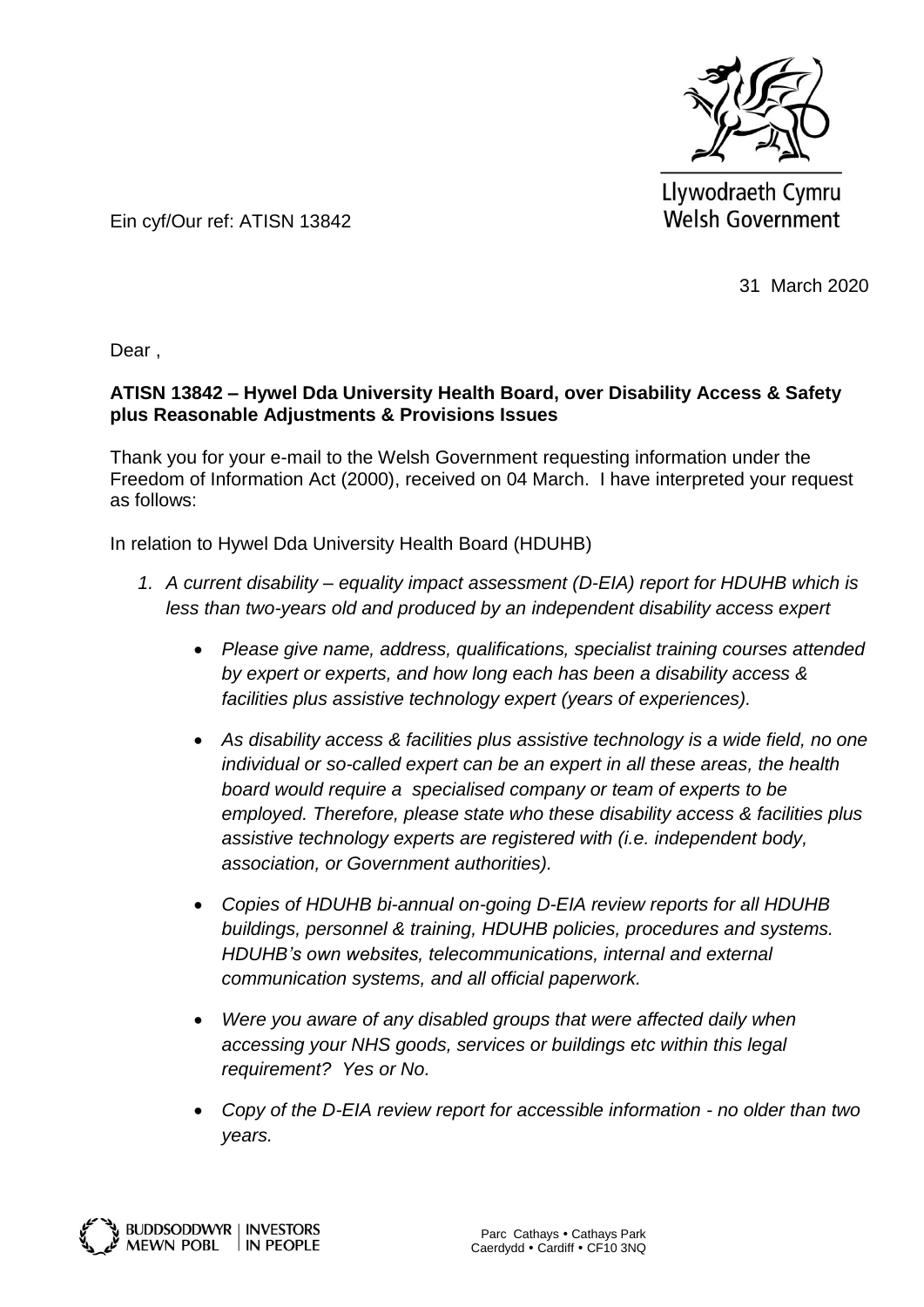Llywodraeth Cymru
Welsh Government

Ein cyf/Our ref: ATISN 13842

31 March 2020

Dear ,

**ATISN 13842 – Hywel Dda University Health Board, over Disability Access & Safety plus Reasonable Adjustments & Provisions Issues**

Thank you for your e-mail to the Welsh Government requesting information under the Freedom of Information Act (2000), received on 04 March. I have interpreted your request as follows:

In relation to Hywel Dda University Health Board (HDUHB)

1. *A current disability – equality impact assessment (D-EIA) report for HDUHB which is less than two-years old and produced by an independent disability access expert*

    - *Please give name, address, qualifications, specialist training courses attended by expert or experts, and how long each has been a disability access & facilities plus assistive technology expert (years of experiences).*

    - *As disability access & facilities plus assistive technology is a wide field, no one individual or so-called expert can be an expert in all these areas, the health board would require a specialised company or team of experts to be employed. Therefore, please state who these disability access & facilities plus assistive technology experts are registered with (i.e. independent body, association, or Government authorities).*

    - *Copies of HDUHB bi-annual on-going D-EIA review reports for all HDUHB buildings, personnel & training, HDUHB policies, procedures and systems. HDUHB's own websites, telecommunications, internal and external communication systems, and all official paperwork.*

    - *Were you aware of any disabled groups that were affected daily when accessing your NHS goods, services or buildings etc within this legal requirement? Yes or No.*

    - *Copy of the D-EIA review report for accessible information - no older than two years.*

Parc Cathays • Cathays Park
Caerdydd • Cardiff • CF10 3NQ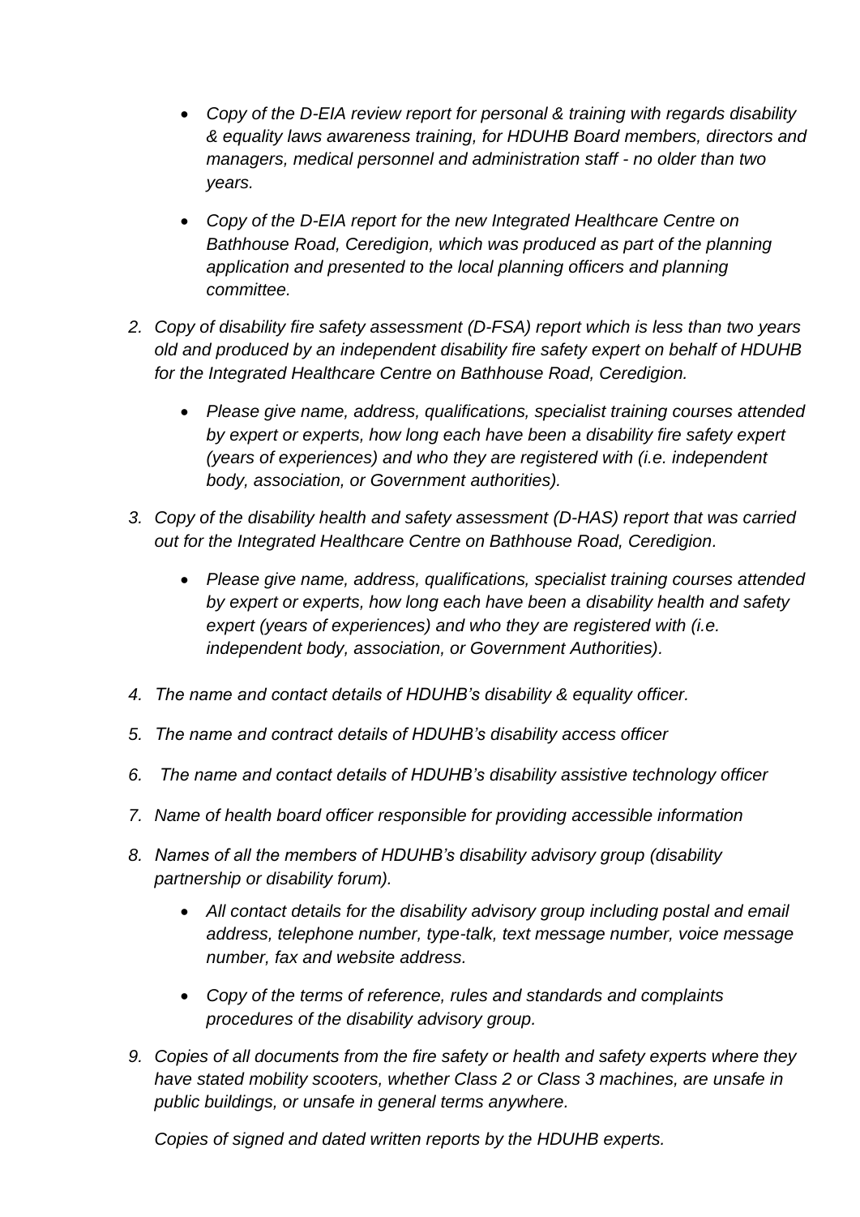- *Copy of the D-EIA review report for personal & training with regards disability & equality laws awareness training, for HDUHB Board members, directors and managers, medical personnel and administration staff - no older than two years.*

- *Copy of the D-EIA report for the new Integrated Healthcare Centre on Bathhouse Road, Ceredigion, which was produced as part of the planning application and presented to the local planning officers and planning committee.*

2. *Copy of disability fire safety assessment (D-FSA) report which is less than two years old and produced by an independent disability fire safety expert on behalf of HDUHB for the Integrated Healthcare Centre on Bathhouse Road, Ceredigion.*

   - *Please give name, address, qualifications, specialist training courses attended by expert or experts, how long each have been a disability fire safety expert (years of experiences) and who they are registered with (i.e. independent body, association, or Government authorities).*

3. *Copy of the disability health and safety assessment (D-HAS) report that was carried out for the Integrated Healthcare Centre on Bathhouse Road, Ceredigion.*

   - *Please give name, address, qualifications, specialist training courses attended by expert or experts, how long each have been a disability health and safety expert (years of experiences) and who they are registered with (i.e. independent body, association, or Government Authorities).*

4. *The name and contact details of HDUHB's disability & equality officer.*

5. *The name and contract details of HDUHB's disability access officer*

6. *The name and contact details of HDUHB's disability assistive technology officer*

7. *Name of health board officer responsible for providing accessible information*

8. *Names of all the members of HDUHB's disability advisory group (disability partnership or disability forum).*

   - *All contact details for the disability advisory group including postal and email address, telephone number, type-talk, text message number, voice message number, fax and website address.*

   - *Copy of the terms of reference, rules and standards and complaints procedures of the disability advisory group.*

9. *Copies of all documents from the fire safety or health and safety experts where they have stated mobility scooters, whether Class 2 or Class 3 machines, are unsafe in public buildings, or unsafe in general terms anywhere.*

   *Copies of signed and dated written reports by the HDUHB experts.*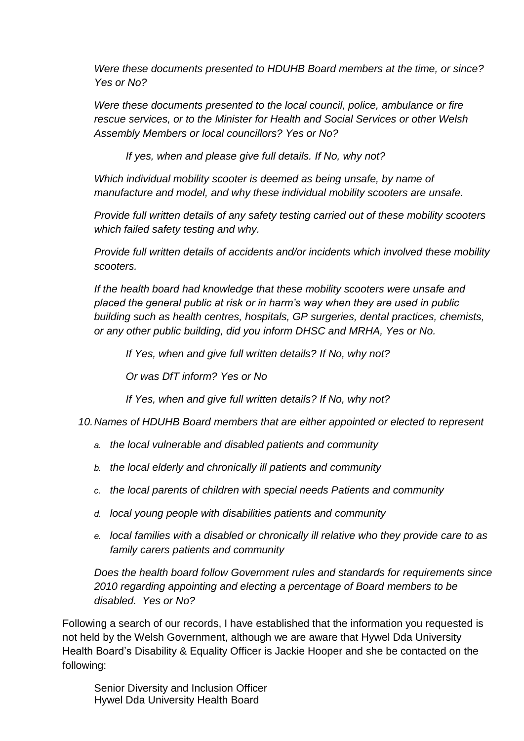*Were these documents presented to HDUHB Board members at the time, or since? Yes or No?*

*Were these documents presented to the local council, police, ambulance or fire rescue services, or to the Minister for Health and Social Services or other Welsh Assembly Members or local councillors? Yes or No?*

*If yes, when and please give full details. If No, why not?*

*Which individual mobility scooter is deemed as being unsafe, by name of manufacture and model, and why these individual mobility scooters are unsafe.*

*Provide full written details of any safety testing carried out of these mobility scooters which failed safety testing and why.*

*Provide full written details of accidents and/or incidents which involved these mobility scooters.*

*If the health board had knowledge that these mobility scooters were unsafe and placed the general public at risk or in harm's way when they are used in public building such as health centres, hospitals, GP surgeries, dental practices, chemists, or any other public building, did you inform DHSC and MRHA, Yes or No.*

*If Yes, when and give full written details? If No, why not?*

*Or was DfT inform? Yes or No*

*If Yes, when and give full written details? If No, why not?*

10. *Names of HDUHB Board members that are either appointed or elected to represent*
    a. *the local vulnerable and disabled patients and community*
    b. *the local elderly and chronically ill patients and community*
    c. *the local parents of children with special needs Patients and community*
    d. *local young people with disabilities patients and community*
    e. *local families with a disabled or chronically ill relative who they provide care to as family carers patients and community*

    *Does the health board follow Government rules and standards for requirements since 2010 regarding appointing and electing a percentage of Board members to be disabled. Yes or No?*

Following a search of our records, I have established that the information you requested is not held by the Welsh Government, although we are aware that Hywel Dda University Health Board's Disability & Equality Officer is Jackie Hooper and she be contacted on the following:

Senior Diversity and Inclusion Officer
Hywel Dda University Health Board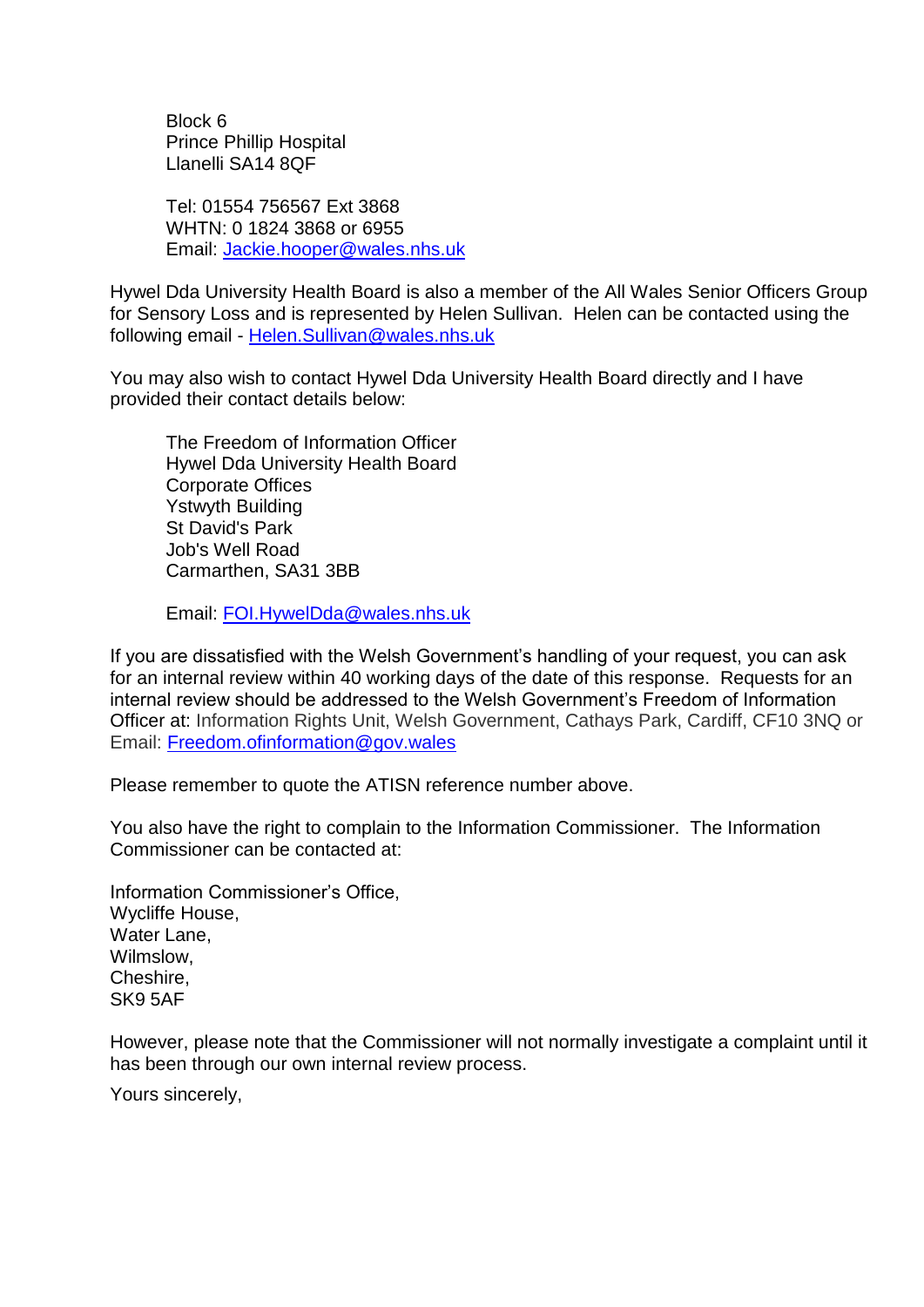Block 6
Prince Phillip Hospital
Llanelli SA14 8QF

Tel: 01554 756567 Ext 3868
WHTN: 0 1824 3868 or 6955
Email: Jackie.hooper@wales.nhs.uk

Hywel Dda University Health Board is also a member of the All Wales Senior Officers Group for Sensory Loss and is represented by Helen Sullivan. Helen can be contacted using the following email - Helen.Sullivan@wales.nhs.uk

You may also wish to contact Hywel Dda University Health Board directly and I have provided their contact details below:

The Freedom of Information Officer
Hywel Dda University Health Board
Corporate Offices
Ystwyth Building
St David's Park
Job's Well Road
Carmarthen, SA31 3BB

Email: FOI.HywelDda@wales.nhs.uk

If you are dissatisfied with the Welsh Government's handling of your request, you can ask for an internal review within 40 working days of the date of this response. Requests for an internal review should be addressed to the Welsh Government's Freedom of Information Officer at: Information Rights Unit, Welsh Government, Cathays Park, Cardiff, CF10 3NQ or Email: Freedom.ofinformation@gov.wales

Please remember to quote the ATISN reference number above.

You also have the right to complain to the Information Commissioner. The Information Commissioner can be contacted at:

Information Commissioner's Office,
Wycliffe House,
Water Lane,
Wilmslow,
Cheshire,
SK9 5AF

However, please note that the Commissioner will not normally investigate a complaint until it has been through our own internal review process.

Yours sincerely,